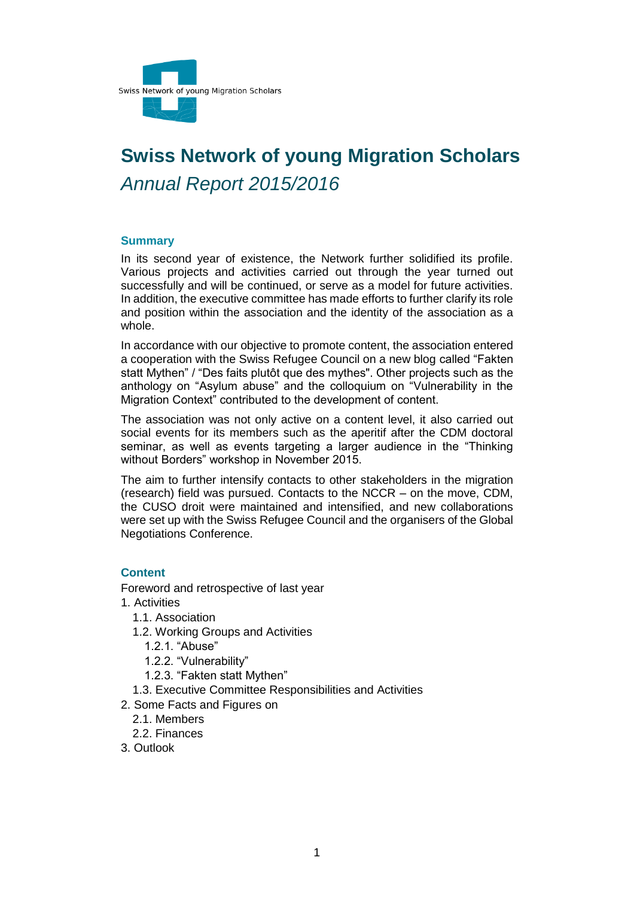Swiss Network of young Migration Scholars

# Swiss Network of young Migration Scholars

*Annual Report 2015/2016*

## Summary

In its second year of existence, the Network further solidified its profile. Various projects and activities carried out through the year turned out successfully and will be continued, or serve as a model for future activities. In addition, the executive committee has made efforts to further clarify its role and position within the association and the identity of the association as a whole.

In accordance with our objective to promote content, the association entered a cooperation with the Swiss Refugee Council on a new blog called "Fakten statt Mythen" / "Des faits plutôt que des mythes". Other projects such as the anthology on "Asylum abuse" and the colloquium on "Vulnerability in the Migration Context" contributed to the development of content.

The association was not only active on a content level, it also carried out social events for its members such as the aperitif after the CDM doctoral seminar, as well as events targeting a larger audience in the "Thinking without Borders" workshop in November 2015.

The aim to further intensify contacts to other stakeholders in the migration (research) field was pursued. Contacts to the NCCR – on the move, CDM, the CUSO droit were maintained and intensified, and new collaborations were set up with the Swiss Refugee Council and the organisers of the Global Negotiations Conference.

## Content

Foreword and retrospective of last year

1. Activities
   - 1.1. Association
   - 1.2. Working Groups and Activities
     - 1.2.1. "Abuse"
     - 1.2.2. "Vulnerability"
     - 1.2.3. "Fakten statt Mythen"
   - 1.3. Executive Committee Responsibilities and Activities
2. Some Facts and Figures on
   - 2.1. Members
   - 2.2. Finances
3. Outlook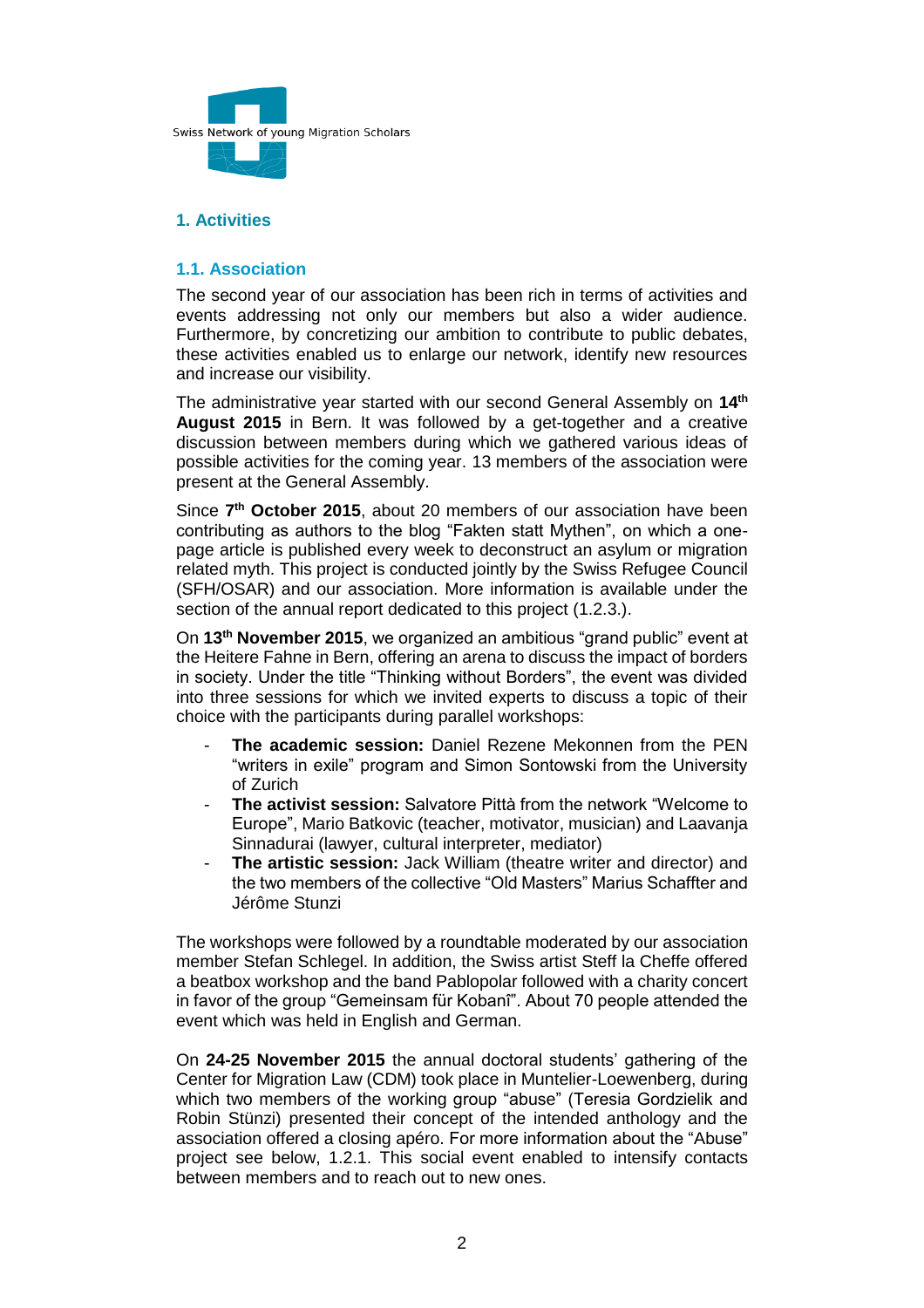Swiss Network of young Migration Scholars

## 1. Activities

### 1.1. Association

The second year of our association has been rich in terms of activities and events addressing not only our members but also a wider audience. Furthermore, by concretizing our ambition to contribute to public debates, these activities enabled us to enlarge our network, identify new resources and increase our visibility.

The administrative year started with our second General Assembly on **14th August 2015** in Bern. It was followed by a get-together and a creative discussion between members during which we gathered various ideas of possible activities for the coming year. 13 members of the association were present at the General Assembly.

Since **7th October 2015**, about 20 members of our association have been contributing as authors to the blog "Fakten statt Mythen", on which a one-page article is published every week to deconstruct an asylum or migration related myth. This project is conducted jointly by the Swiss Refugee Council (SFH/OSAR) and our association. More information is available under the section of the annual report dedicated to this project (1.2.3.).

On **13th November 2015**, we organized an ambitious "grand public" event at the Heitere Fahne in Bern, offering an arena to discuss the impact of borders in society. Under the title "Thinking without Borders", the event was divided into three sessions for which we invited experts to discuss a topic of their choice with the participants during parallel workshops:

- **The academic session:** Daniel Rezene Mekonnen from the PEN "writers in exile" program and Simon Sontowski from the University of Zurich
- **The activist session:** Salvatore Pittà from the network "Welcome to Europe", Mario Batkovic (teacher, motivator, musician) and Laavanja Sinnadurai (lawyer, cultural interpreter, mediator)
- **The artistic session:** Jack William (theatre writer and director) and the two members of the collective "Old Masters" Marius Schaffter and Jérôme Stunzi

The workshops were followed by a roundtable moderated by our association member Stefan Schlegel. In addition, the Swiss artist Steff la Cheffe offered a beatbox workshop and the band Pablopolar followed with a charity concert in favor of the group "Gemeinsam für Kobanî". About 70 people attended the event which was held in English and German.

On **24-25 November 2015** the annual doctoral students' gathering of the Center for Migration Law (CDM) took place in Muntelier-Loewenberg, during which two members of the working group "abuse" (Teresia Gordzielik and Robin Stünzi) presented their concept of the intended anthology and the association offered a closing apéro. For more information about the "Abuse" project see below, 1.2.1. This social event enabled to intensify contacts between members and to reach out to new ones.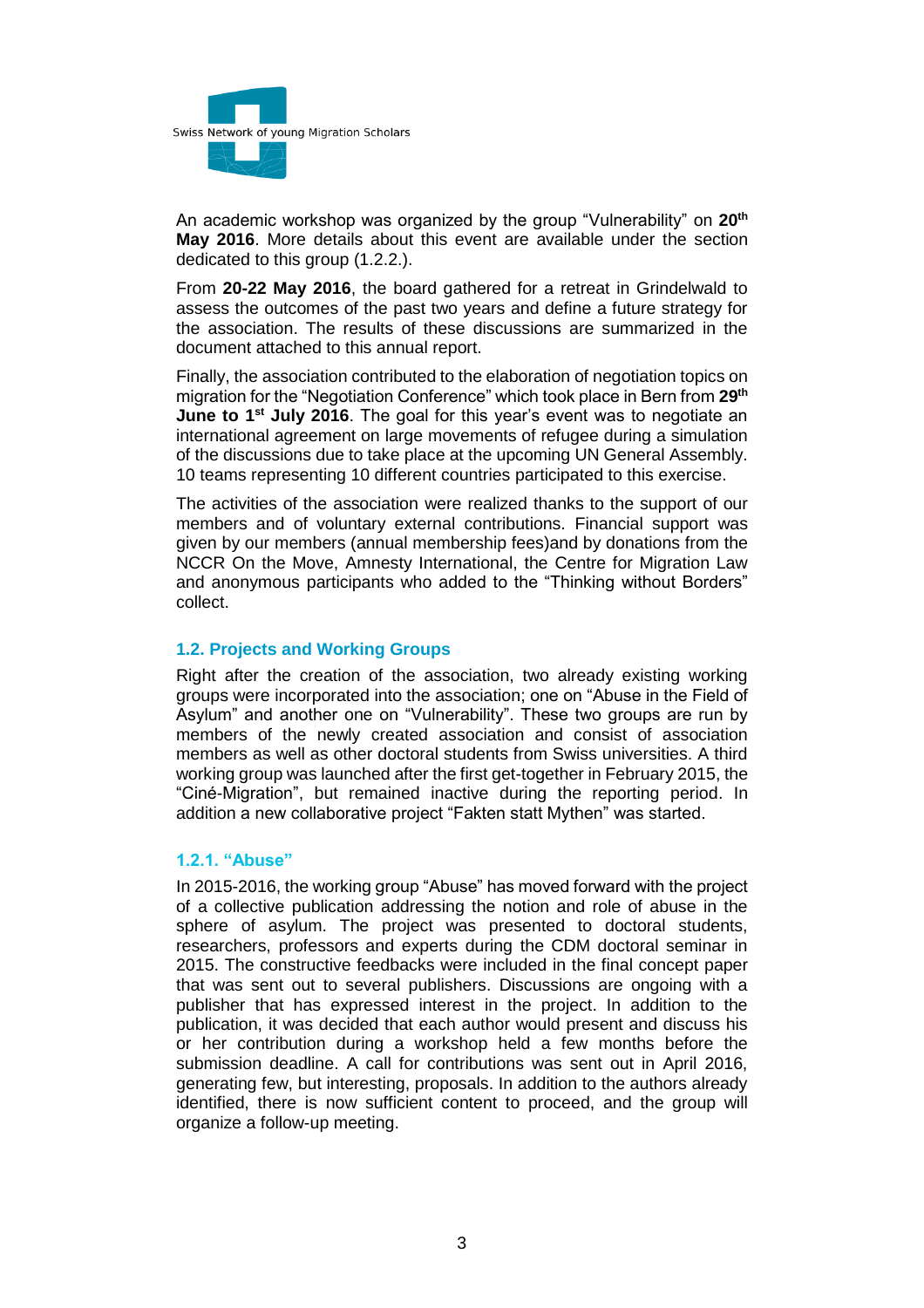An academic workshop was organized by the group "Vulnerability" on **20th May 2016**. More details about this event are available under the section dedicated to this group (1.2.2.).

From **20-22 May 2016**, the board gathered for a retreat in Grindelwald to assess the outcomes of the past two years and define a future strategy for the association. The results of these discussions are summarized in the document attached to this annual report.

Finally, the association contributed to the elaboration of negotiation topics on migration for the "Negotiation Conference" which took place in Bern from **29th June to 1st July 2016**. The goal for this year's event was to negotiate an international agreement on large movements of refugee during a simulation of the discussions due to take place at the upcoming UN General Assembly. 10 teams representing 10 different countries participated to this exercise.

The activities of the association were realized thanks to the support of our members and of voluntary external contributions. Financial support was given by our members (annual membership fees)and by donations from the NCCR On the Move, Amnesty International, the Centre for Migration Law and anonymous participants who added to the "Thinking without Borders" collect.

### 1.2. Projects and Working Groups

Right after the creation of the association, two already existing working groups were incorporated into the association; one on "Abuse in the Field of Asylum" and another one on "Vulnerability". These two groups are run by members of the newly created association and consist of association members as well as other doctoral students from Swiss universities. A third working group was launched after the first get-together in February 2015, the "Ciné-Migration", but remained inactive during the reporting period. In addition a new collaborative project "Fakten statt Mythen" was started.

#### 1.2.1. "Abuse"

In 2015-2016, the working group "Abuse" has moved forward with the project of a collective publication addressing the notion and role of abuse in the sphere of asylum. The project was presented to doctoral students, researchers, professors and experts during the CDM doctoral seminar in 2015. The constructive feedbacks were included in the final concept paper that was sent out to several publishers. Discussions are ongoing with a publisher that has expressed interest in the project. In addition to the publication, it was decided that each author would present and discuss his or her contribution during a workshop held a few months before the submission deadline. A call for contributions was sent out in April 2016, generating few, but interesting, proposals. In addition to the authors already identified, there is now sufficient content to proceed, and the group will organize a follow-up meeting.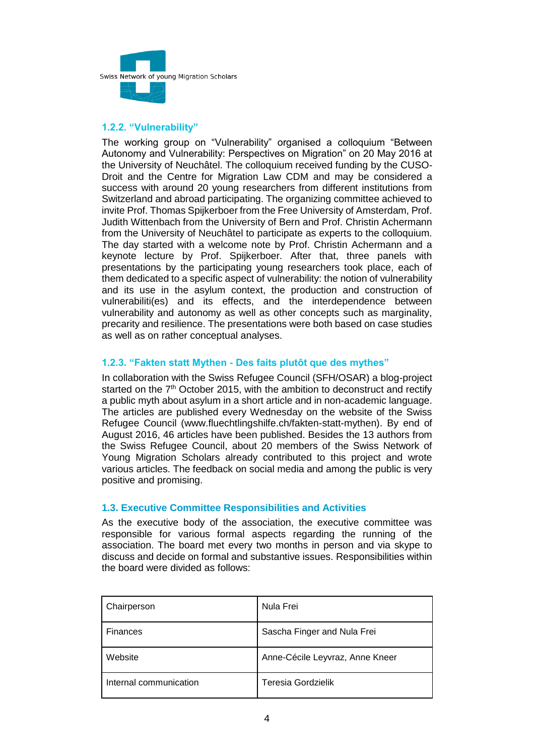### 1.2.2. "Vulnerability"

The working group on "Vulnerability" organised a colloquium "Between Autonomy and Vulnerability: Perspectives on Migration" on 20 May 2016 at the University of Neuchâtel. The colloquium received funding by the CUSO-Droit and the Centre for Migration Law CDM and may be considered a success with around 20 young researchers from different institutions from Switzerland and abroad participating. The organizing committee achieved to invite Prof. Thomas Spijkerboer from the Free University of Amsterdam, Prof. Judith Wittenbach from the University of Bern and Prof. Christin Achermann from the University of Neuchâtel to participate as experts to the colloquium. The day started with a welcome note by Prof. Christin Achermann and a keynote lecture by Prof. Spijkerboer. After that, three panels with presentations by the participating young researchers took place, each of them dedicated to a specific aspect of vulnerability: the notion of vulnerability and its use in the asylum context, the production and construction of vulnerabiliti(es) and its effects, and the interdependence between vulnerability and autonomy as well as other concepts such as marginality, precarity and resilience. The presentations were both based on case studies as well as on rather conceptual analyses.

### 1.2.3. "Fakten statt Mythen - Des faits plutôt que des mythes"

In collaboration with the Swiss Refugee Council (SFH/OSAR) a blog-project started on the 7th October 2015, with the ambition to deconstruct and rectify a public myth about asylum in a short article and in non-academic language. The articles are published every Wednesday on the website of the Swiss Refugee Council (www.fluechtlingshilfe.ch/fakten-statt-mythen). By end of August 2016, 46 articles have been published. Besides the 13 authors from the Swiss Refugee Council, about 20 members of the Swiss Network of Young Migration Scholars already contributed to this project and wrote various articles. The feedback on social media and among the public is very positive and promising.

## 1.3. Executive Committee Responsibilities and Activities

As the executive body of the association, the executive committee was responsible for various formal aspects regarding the running of the association. The board met every two months in person and via skype to discuss and decide on formal and substantive issues. Responsibilities within the board were divided as follows:

| Chairperson | Nula Frei |
|---|---|
| Finances | Sascha Finger and Nula Frei |
| Website | Anne-Cécile Leyvraz, Anne Kneer |
| Internal communication | Teresia Gordzielik |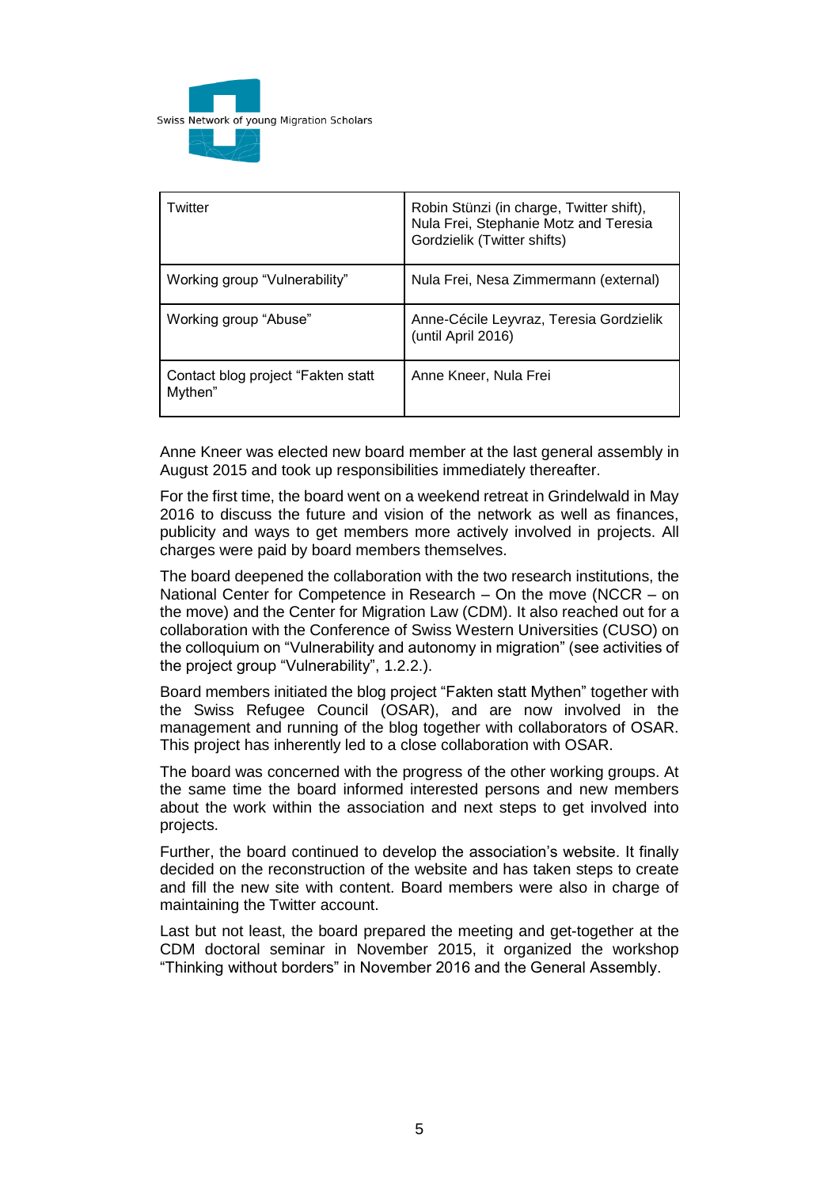| Twitter | Robin Stünzi (in charge, Twitter shift), Nula Frei, Stephanie Motz and Teresia Gordzielik (Twitter shifts) |
|---|---|
| Working group “Vulnerability” | Nula Frei, Nesa Zimmermann (external) |
| Working group “Abuse” | Anne-Cécile Leyvraz, Teresia Gordzielik (until April 2016) |
| Contact blog project “Fakten statt Mythen” | Anne Kneer, Nula Frei |

Anne Kneer was elected new board member at the last general assembly in August 2015 and took up responsibilities immediately thereafter.

For the first time, the board went on a weekend retreat in Grindelwald in May 2016 to discuss the future and vision of the network as well as finances, publicity and ways to get members more actively involved in projects. All charges were paid by board members themselves.

The board deepened the collaboration with the two research institutions, the National Center for Competence in Research – On the move (NCCR – on the move) and the Center for Migration Law (CDM). It also reached out for a collaboration with the Conference of Swiss Western Universities (CUSO) on the colloquium on “Vulnerability and autonomy in migration” (see activities of the project group “Vulnerability”, 1.2.2.).

Board members initiated the blog project “Fakten statt Mythen” together with the Swiss Refugee Council (OSAR), and are now involved in the management and running of the blog together with collaborators of OSAR. This project has inherently led to a close collaboration with OSAR.

The board was concerned with the progress of the other working groups. At the same time the board informed interested persons and new members about the work within the association and next steps to get involved into projects.

Further, the board continued to develop the association’s website. It finally decided on the reconstruction of the website and has taken steps to create and fill the new site with content. Board members were also in charge of maintaining the Twitter account.

Last but not least, the board prepared the meeting and get-together at the CDM doctoral seminar in November 2015, it organized the workshop “Thinking without borders” in November 2016 and the General Assembly.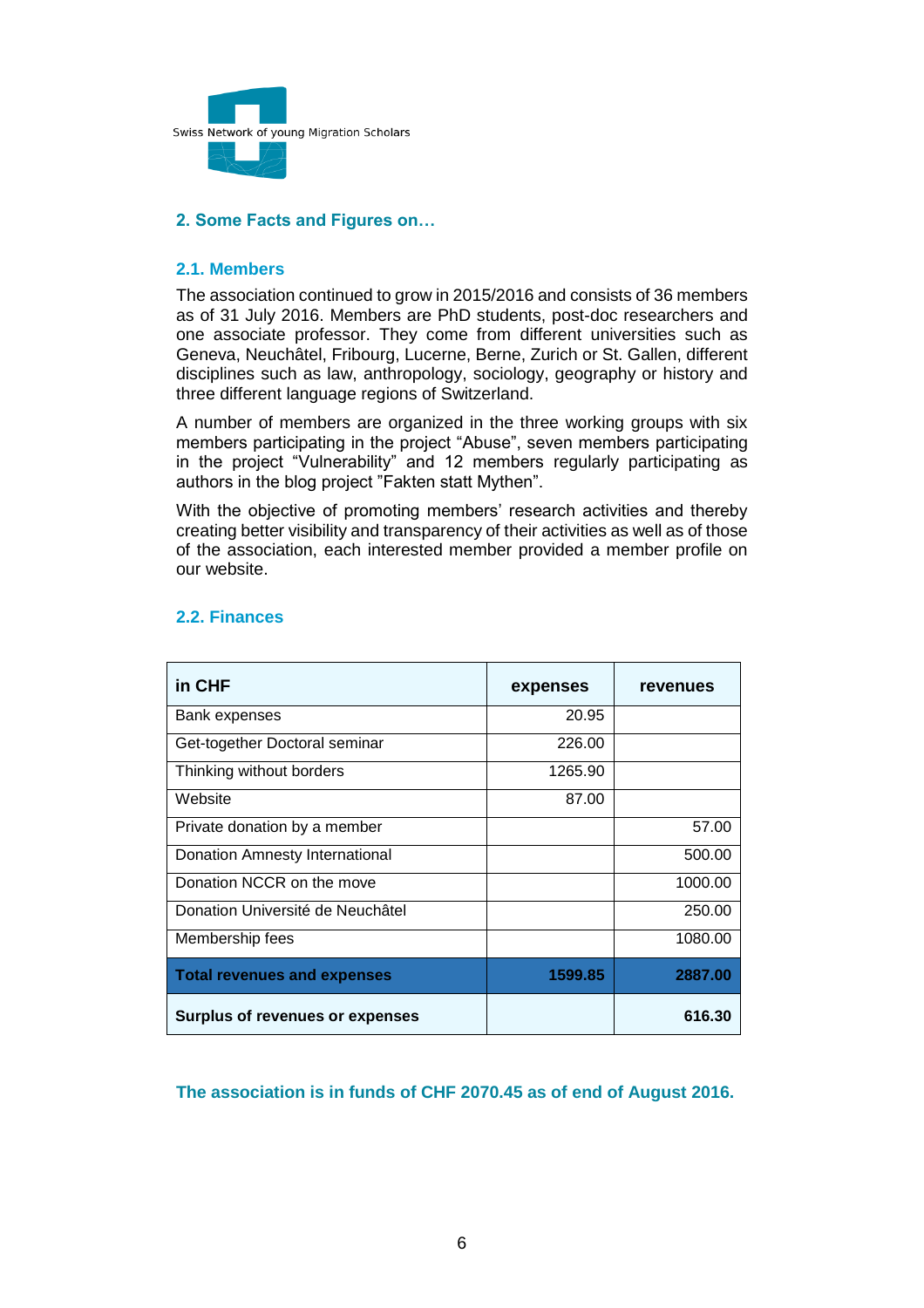Swiss Network of young Migration Scholars

## 2. Some Facts and Figures on…

### 2.1. Members

The association continued to grow in 2015/2016 and consists of 36 members as of 31 July 2016. Members are PhD students, post-doc researchers and one associate professor. They come from different universities such as Geneva, Neuchâtel, Fribourg, Lucerne, Berne, Zurich or St. Gallen, different disciplines such as law, anthropology, sociology, geography or history and three different language regions of Switzerland.

A number of members are organized in the three working groups with six members participating in the project "Abuse", seven members participating in the project "Vulnerability" and 12 members regularly participating as authors in the blog project "Fakten statt Mythen".

With the objective of promoting members' research activities and thereby creating better visibility and transparency of their activities as well as of those of the association, each interested member provided a member profile on our website.

### 2.2. Finances

| in CHF | expenses | revenues |
|---|---|---|
| Bank expenses | 20.95 | |
| Get-together Doctoral seminar | 226.00 | |
| Thinking without borders | 1265.90 | |
| Website | 87.00 | |
| Private donation by a member | | 57.00 |
| Donation Amnesty International | | 500.00 |
| Donation NCCR on the move | | 1000.00 |
| Donation Université de Neuchâtel | | 250.00 |
| Membership fees | | 1080.00 |
| **Total revenues and expenses** | **1599.85** | **2887.00** |
| **Surplus of revenues or expenses** | | **616.30** |

**The association is in funds of CHF 2070.45 as of end of August 2016.**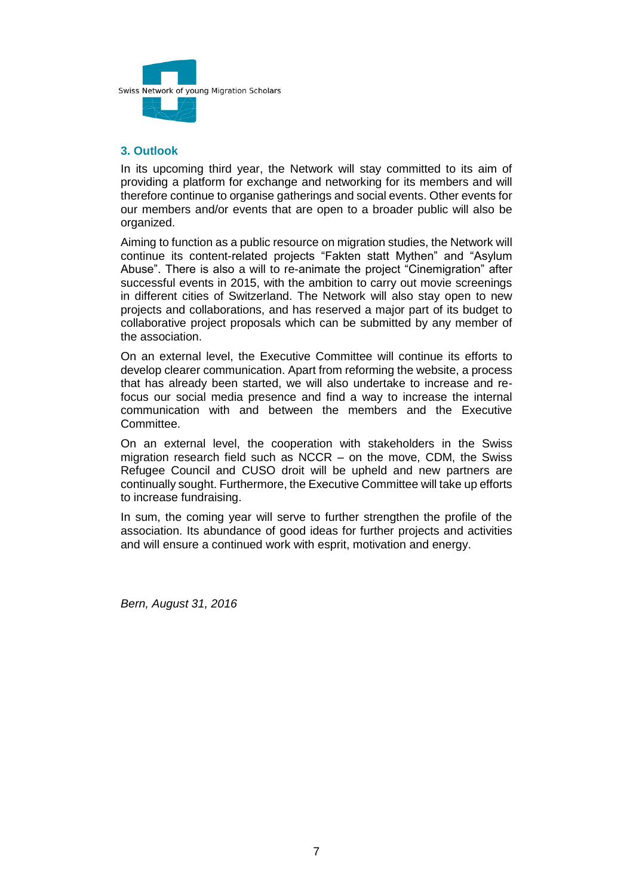### 3. Outlook

In its upcoming third year, the Network will stay committed to its aim of providing a platform for exchange and networking for its members and will therefore continue to organise gatherings and social events. Other events for our members and/or events that are open to a broader public will also be organized.

Aiming to function as a public resource on migration studies, the Network will continue its content-related projects “Fakten statt Mythen” and “Asylum Abuse”. There is also a will to re-animate the project “Cinemigration” after successful events in 2015, with the ambition to carry out movie screenings in different cities of Switzerland. The Network will also stay open to new projects and collaborations, and has reserved a major part of its budget to collaborative project proposals which can be submitted by any member of the association.

On an external level, the Executive Committee will continue its efforts to develop clearer communication. Apart from reforming the website, a process that has already been started, we will also undertake to increase and re-focus our social media presence and find a way to increase the internal communication with and between the members and the Executive Committee.

On an external level, the cooperation with stakeholders in the Swiss migration research field such as NCCR – on the move, CDM, the Swiss Refugee Council and CUSO droit will be upheld and new partners are continually sought. Furthermore, the Executive Committee will take up efforts to increase fundraising.

In sum, the coming year will serve to further strengthen the profile of the association. Its abundance of good ideas for further projects and activities and will ensure a continued work with esprit, motivation and energy.

*Bern, August 31, 2016*